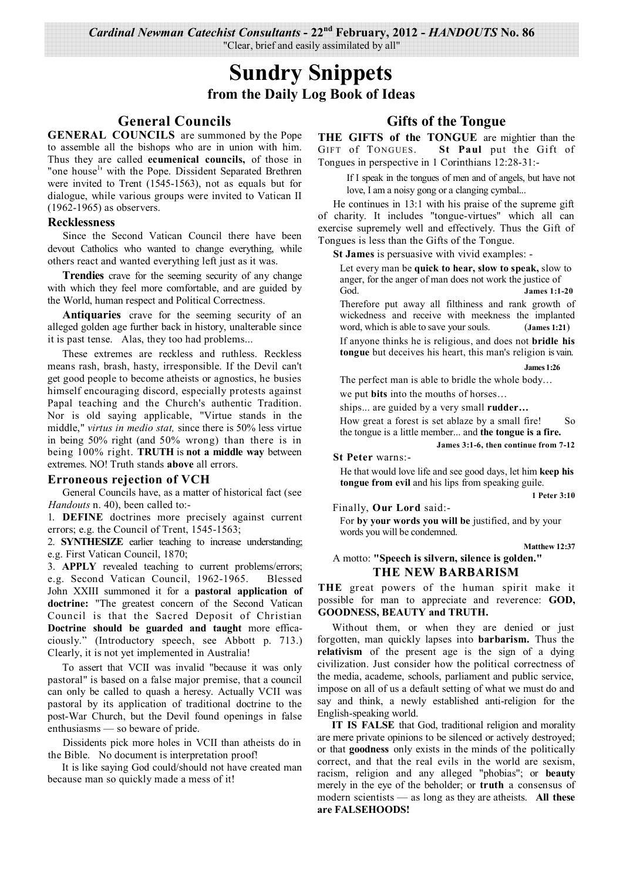*Cardinal Newman Catechist Consultants* - **22nd February, 2012** - *HANDOUTS* **No. 86**

"Clear, brief and easily assimilated by all"

# Sundry Snippets

### from the Daily Log Book of Ideas

## General Councils

**GENERAL COUNCILS** are summoned by the Pope to assemble all the bishops who are in union with him. Thus they are called **ecumenical councils,** of those in "one house[1]" with the Pope. Dissident Separated Brethren were invited to Trent (1545-1563), not as equals but for dialogue, while various groups were invited to Vatican II (1962-1965) as observers.

### Recklessness

Since the Second Vatican Council there have been devout Catholics who wanted to change everything, while others react and wanted everything left just as it was.

**Trendies** crave for the seeming security of any change with which they feel more comfortable, and are guided by the World, human respect and Political Correctness.

**Antiquaries** crave for the seeming security of an alleged golden age further back in history, unalterable since it is past tense. Alas, they too had problems...

These extremes are reckless and ruthless. Reckless means rash, brash, hasty, irresponsible. If the Devil can't get good people to become atheists or agnostics, he busies himself encouraging discord, especially protests against Papal teaching and the Church's authentic Tradition. Nor is old saying applicable, "Virtue stands in the middle," *virtus in medio stat,* since there is 50% less virtue in being 50% right (and 50% wrong) than there is in being 100% right. **TRUTH** is **not a middle way** between extremes. NO! Truth stands **above** all errors.

### Erroneous rejection of VCH

General Councils have, as a matter of historical fact (see *Handouts* n. 40), been called to:-

1. **DEFINE** doctrines more precisely against current errors; e.g. the Council of Trent, 1545-1563;
2. **SYNTHESIZE** earlier teaching to increase understanding; e.g. First Vatican Council, 1870;
3. **APPLY** revealed teaching to current problems/errors; e.g. Second Vatican Council, 1962-1965. Blessed John XXIII summoned it for a **pastoral application of doctrine:** "The greatest concern of the Second Vatican Council is that the Sacred Deposit of Christian **Doctrine should be guarded and taught** more efficaciously." (Introductory speech, see Abbott p. 713.) Clearly, it is not yet implemented in Australia!

To assert that VCII was invalid "because it was only pastoral" is based on a false major premise, that a council can only be called to quash a heresy. Actually VCII was pastoral by its application of traditional doctrine to the post-War Church, but the Devil found openings in false enthusiasms — so beware of pride.

Dissidents pick more holes in VCII than atheists do in the Bible. No document is interpretation proof!

It is like saying God could/should not have created man because man so quickly made a mess of it!

## Gifts of the Tongue

**THE GIFTS of the TONGUE** are mightier than the GIFT of TONGUES. **St Paul** put the Gift of Tongues in perspective in 1 Corinthians 12:28-31:-

> If I speak in the tongues of men and of angels, but have not love, I am a noisy gong or a clanging cymbal...

He continues in 13:1 with his praise of the supreme gift of charity. It includes "tongue-virtues" which all can exercise supremely well and effectively. Thus the Gift of Tongues is less than the Gifts of the Tongue.

**St James** is persuasive with vivid examples: -

> Let every man be **quick to hear, slow to speak,** slow to anger, for the anger of man does not work the justice of God. **James 1:1-20**
>
> Therefore put away all filthiness and rank growth of wickedness and receive with meekness the implanted word, which is able to save your souls. (**James 1:21**)
>
> If anyone thinks he is religious, and does not **bridle his tongue** but deceives his heart, this man's religion is vain. **James 1:26**
>
> The perfect man is able to bridle the whole body…
>
> we put **bits** into the mouths of horses…
>
> ships... are guided by a very small **rudder…**
>
> How great a forest is set ablaze by a small fire! So the tongue is a little member... and **the tongue is a fire.**
>
> **James 3:1-6, then continue from 7-12**

**St Peter** warns:-

> He that would love life and see good days, let him **keep his tongue from evil** and his lips from speaking guile.
>
> **1 Peter 3:10**

Finally, **Our Lord** said:-

> For **by your words you will be** justified, and by your words you will be condemned.
>
> **Matthew 12:37**

A motto: **"Speech is silvern, silence is golden."**

### THE NEW BARBARISM

**THE** great powers of the human spirit make it possible for man to appreciate and reverence: **GOD, GOODNESS, BEAUTY and TRUTH.**

Without them, or when they are denied or just forgotten, man quickly lapses into **barbarism.** Thus the **relativism** of the present age is the sign of a dying civilization. Just consider how the political correctness of the media, academe, schools, parliament and public service, impose on all of us a default setting of what we must do and say and think, a newly established anti-religion for the English-speaking world.

**IT IS FALSE** that God, traditional religion and morality are mere private opinions to be silenced or actively destroyed; or that **goodness** only exists in the minds of the politically correct, and that the real evils in the world are sexism, racism, religion and any alleged "phobias"; or **beauty** merely in the eye of the beholder; or **truth** a consensus of modern scientists — as long as they are atheists. **All these are FALSEHOODS!**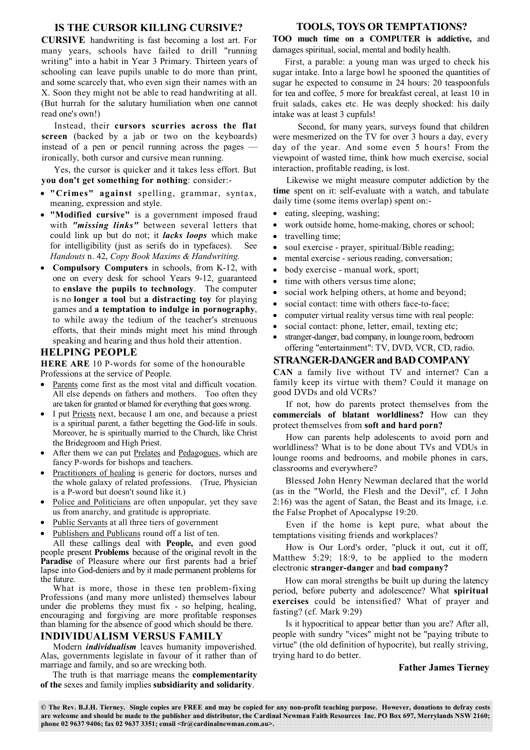## IS THE CURSOR KILLING CURSIVE?

**CURSIVE** handwriting is fast becoming a lost art. For many years, schools have failed to drill "running writing" into a habit in Year 3 Primary. Thirteen years of schooling can leave pupils unable to do more than print, and some scarcely that, who even sign their names with an X. Soon they might not be able to read handwriting at all. (But hurrah for the salutary humiliation when one cannot read one's own!)

Instead, their **cursors scurries across the flat screen** (backed by a jab or two on the keyboards) instead of a pen or pencil running across the pages — ironically, both cursor and cursive mean running.

Yes, the cursor is quicker and it takes less effort. But **you don't get something for nothing**: consider:-

- **"Crimes" against** spelling, grammar, syntax, meaning, expression and style.
- **"Modified cursive"** is a government imposed fraud with ***"missing links"*** between several letters that could link up but do not; it ***lacks loops*** which make for intelligibility (just as serifs do in typefaces). See *Handouts* n. 42, *Copy Book Maxims & Handwriting.*
- **Compulsory Computers** in schools, from K-12, with one on every desk for school Years 9-12, guaranteed to **enslave the pupils to technology**. The computer is no **longer a tool** but **a distracting toy** for playing games and **a temptation to indulge in pornography**, to while away the tedium of the teacher's strenuous efforts, that their minds might meet his mind through speaking and hearing and thus hold their attention.

## HELPING PEOPLE

**HERE ARE** 10 P-words for some of the honourable Professions at the service of People.

- Parents come first as the most vital and difficult vocation. All else depends on fathers and mothers. Too often they are taken for granted or blamed for everything that goes wrong.
- I put Priests next, because I am one, and because a priest is a spiritual parent, a father begetting the God-life in souls. Moreover, he is spiritually married to the Church, like Christ the Bridegroom and High Priest.
- After them we can put Prelates and Pedagogues, which are fancy P-words for bishops and teachers.
- Practitioners of healing is generic for doctors, nurses and the whole galaxy of related professions. (True, Physician is a P-word but doesn't sound like it.)
- Police and Politicians are often unpopular, yet they save us from anarchy, and gratitude is appropriate.
- Public Servants at all three tiers of government
- Publishers and Publicans round off a list of ten.

All these callings deal with **People,** and even good people present **Problems** because of the original revolt in the **Paradise** of Pleasure where our first parents had a brief lapse into God-deniers and by it made permanent problems for the future.

What is more, those in these ten problem-fixing Professions (and many more unlisted) themselves labour under die problems they must fix - so helping, healing, encouraging and forgiving are more profitable responses than blaming for the absence of good which should be there.

## INDIVIDUALISM VERSUS FAMILY

Modern ***individualism*** leaves humanity impoverished. Alas, governments legislate in favour of it rather than of marriage and family, and so are wrecking both.

The truth is that marriage means the **complementarity of the** sexes and family implies **subsidiarity and solidarity**.

## TOOLS, TOYS OR TEMPTATIONS?

**TOO much time on a COMPUTER is addictive,** and damages spiritual, social, mental and bodily health.

First, a parable: a young man was urged to check his sugar intake. Into a large bowl he spooned the quantities of sugar he expected to consume in 24 hours: 20 teaspoonfuls for tea and coffee, 5 more for breakfast cereal, at least 10 in fruit salads, cakes etc. He was deeply shocked: his daily intake was at least 3 cupfuls!

Second, for many years, surveys found that children were mesmerized on the TV for over 3 hours a day, every day of the year. And some even 5 hours! From the viewpoint of wasted time, think how much exercise, social interaction, profitable reading, is lost.

Likewise we might measure computer addiction by the **time** spent on it: self-evaluate with a watch, and tabulate daily time (some items overlap) spent on:-

- eating, sleeping, washing;
- work outside home, home-making, chores or school;
- travelling time;
- soul exercise - prayer, spiritual/Bible reading;
- mental exercise - serious reading, conversation;
- body exercise - manual work, sport;
- time with others versus time alone;
- social work helping others, at home and beyond;
- social contact: time with others face-to-face;
- computer virtual reality versus time with real people:
- social contact: phone, letter, email, texting etc;
- stranger-danger, bad company, in lounge room, bedroom offering "entertainment": TV, DVD, VCR, CD, radio.

## STRANGER-DANGER and BAD COMPANY

**CAN** a family live without TV and internet? Can a family keep its virtue with them? Could it manage on good DVDs and old VCRs?

If not, how do parents protect themselves from the **commercials of blatant worldliness?** How can they protect themselves from **soft and hard porn?**

How can parents help adolescents to avoid porn and worldliness? What is to be done about TVs and VDUs in lounge rooms and bedrooms, and mobile phones in cars, classrooms and everywhere?

Blessed John Henry Newman declared that the world (as in the "World, the Flesh and the Devil", cf. I John 2:16) was the agent of Satan, the Beast and its Image, i.e. the False Prophet of Apocalypse 19:20.

Even if the home is kept pure, what about the temptations visiting friends and workplaces?

How is Our Lord's order, "pluck it out, cut it off, Matthew 5:29; 18:9, to be applied to the modern electronic **stranger-danger** and **bad company?**

How can moral strengths be built up during the latency period, before puberty and adolescence? What **spiritual exercises** could be intensified? What of prayer and fasting? (cf. Mark 9:29)

Is it hypocritical to appear better than you are? After all, people with sundry "vices" might not be "paying tribute to virtue" (the old definition of hypocrite), but really striving, trying hard to do better.

**Father James Tierney**

**© The Rev. B.J.H. Tierney. Single copies are FREE and may be copied for any non-profit teaching purpose. However, donations to defray costs are welcome and should be made to the publisher and distributor, the Cardinal Newman Faith Resources Inc. PO Box 697, Merrylands NSW 2160; phone 02 9637 9406; fax 02 9637 3351; email <fr@cardinalnewman.com.au>.**